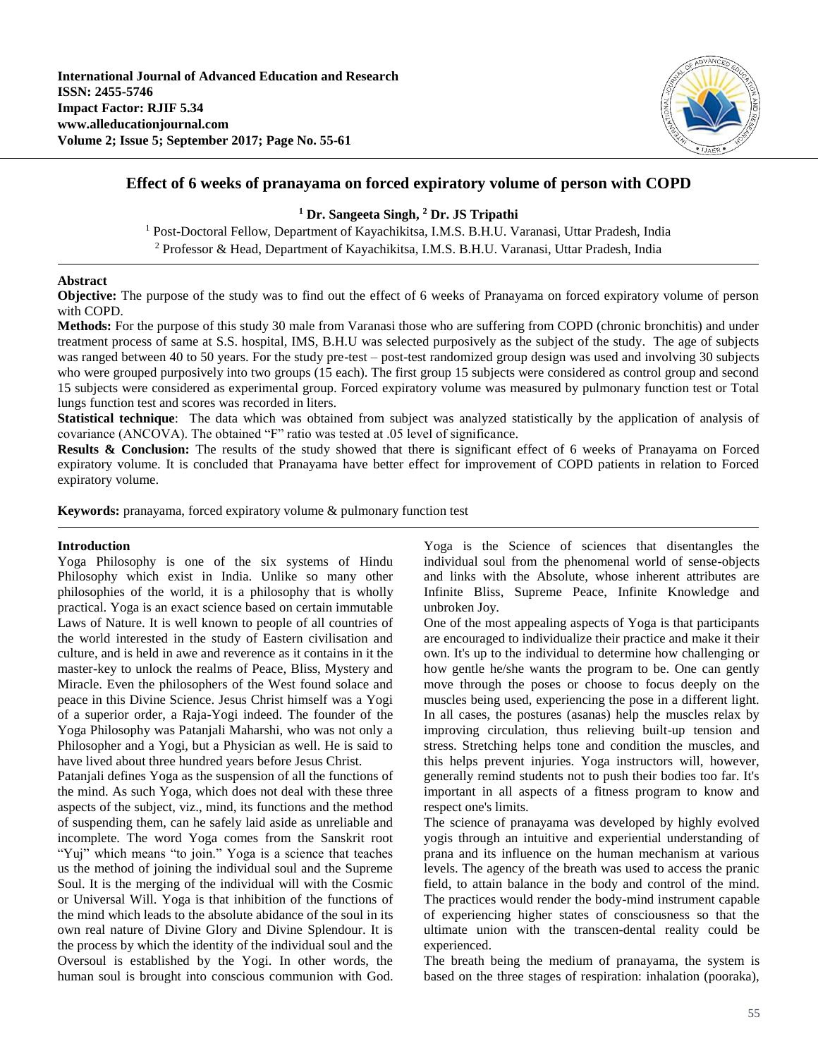# Effect of 6 weeks of pranayama on forced expiratory volume of person with COPD

**[1] Dr. Sangeeta Singh, [2] Dr. JS Tripathi**

[1] Post-Doctoral Fellow, Department of Kayachikitsa, I.M.S. B.H.U. Varanasi, Uttar Pradesh, India
[2] Professor & Head, Department of Kayachikitsa, I.M.S. B.H.U. Varanasi, Uttar Pradesh, India

## Abstract

**Objective:** The purpose of the study was to find out the effect of 6 weeks of Pranayama on forced expiratory volume of person with COPD.

**Methods:** For the purpose of this study 30 male from Varanasi those who are suffering from COPD (chronic bronchitis) and under treatment process of same at S.S. hospital, IMS, B.H.U was selected purposively as the subject of the study. The age of subjects was ranged between 40 to 50 years. For the study pre-test – post-test randomized group design was used and involving 30 subjects who were grouped purposively into two groups (15 each). The first group 15 subjects were considered as control group and second 15 subjects were considered as experimental group. Forced expiratory volume was measured by pulmonary function test or Total lungs function test and scores was recorded in liters.

**Statistical technique**: The data which was obtained from subject was analyzed statistically by the application of analysis of covariance (ANCOVA). The obtained "F" ratio was tested at .05 level of significance.

**Results & Conclusion:** The results of the study showed that there is significant effect of 6 weeks of Pranayama on Forced expiratory volume. It is concluded that Pranayama have better effect for improvement of COPD patients in relation to Forced expiratory volume.

**Keywords:** pranayama, forced expiratory volume & pulmonary function test

## Introduction

Yoga Philosophy is one of the six systems of Hindu Philosophy which exist in India. Unlike so many other philosophies of the world, it is a philosophy that is wholly practical. Yoga is an exact science based on certain immutable Laws of Nature. It is well known to people of all countries of the world interested in the study of Eastern civilisation and culture, and is held in awe and reverence as it contains in it the master-key to unlock the realms of Peace, Bliss, Mystery and Miracle. Even the philosophers of the West found solace and peace in this Divine Science. Jesus Christ himself was a Yogi of a superior order, a Raja-Yogi indeed. The founder of the Yoga Philosophy was Patanjali Maharshi, who was not only a Philosopher and a Yogi, but a Physician as well. He is said to have lived about three hundred years before Jesus Christ.

Patanjali defines Yoga as the suspension of all the functions of the mind. As such Yoga, which does not deal with these three aspects of the subject, viz., mind, its functions and the method of suspending them, can he safely laid aside as unreliable and incomplete. The word Yoga comes from the Sanskrit root "Yuj" which means "to join." Yoga is a science that teaches us the method of joining the individual soul and the Supreme Soul. It is the merging of the individual will with the Cosmic or Universal Will. Yoga is that inhibition of the functions of the mind which leads to the absolute abidance of the soul in its own real nature of Divine Glory and Divine Splendour. It is the process by which the identity of the individual soul and the Oversoul is established by the Yogi. In other words, the human soul is brought into conscious communion with God. Yoga is the Science of sciences that disentangles the individual soul from the phenomenal world of sense-objects and links with the Absolute, whose inherent attributes are Infinite Bliss, Supreme Peace, Infinite Knowledge and unbroken Joy.

One of the most appealing aspects of Yoga is that participants are encouraged to individualize their practice and make it their own. It's up to the individual to determine how challenging or how gentle he/she wants the program to be. One can gently move through the poses or choose to focus deeply on the muscles being used, experiencing the pose in a different light. In all cases, the postures (asanas) help the muscles relax by improving circulation, thus relieving built-up tension and stress. Stretching helps tone and condition the muscles, and this helps prevent injuries. Yoga instructors will, however, generally remind students not to push their bodies too far. It's important in all aspects of a fitness program to know and respect one's limits.

The science of pranayama was developed by highly evolved yogis through an intuitive and experiential understanding of prana and its influence on the human mechanism at various levels. The agency of the breath was used to access the pranic field, to attain balance in the body and control of the mind. The practices would render the body-mind instrument capable of experiencing higher states of consciousness so that the ultimate union with the transcen-dental reality could be experienced.

The breath being the medium of pranayama, the system is based on the three stages of respiration: inhalation (pooraka),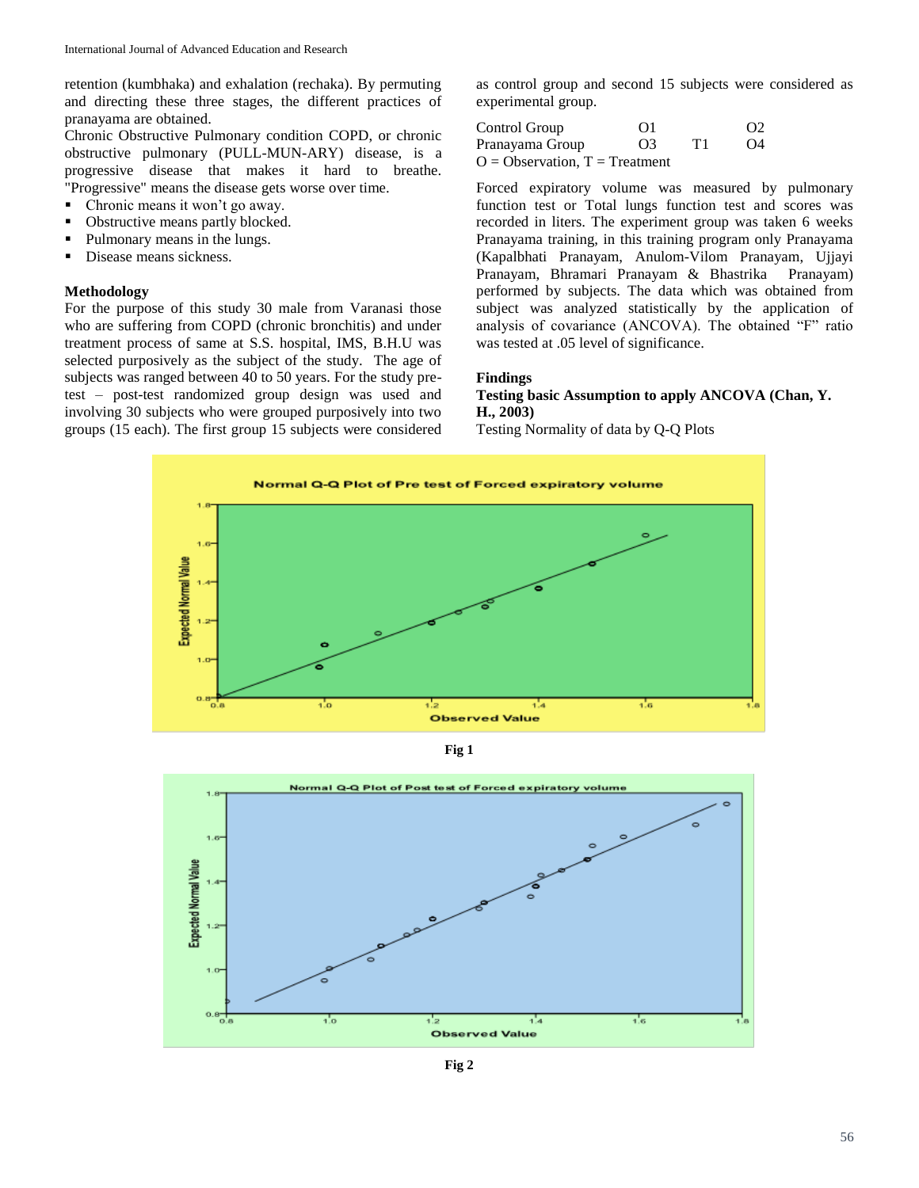retention (kumbhaka) and exhalation (rechaka). By permuting and directing these three stages, the different practices of pranayama are obtained.

Chronic Obstructive Pulmonary condition COPD, or chronic obstructive pulmonary (PULL-MUN-ARY) disease, is a progressive disease that makes it hard to breathe. "Progressive" means the disease gets worse over time.

- Chronic means it won't go away.
- Obstructive means partly blocked.
- Pulmonary means in the lungs.
- Disease means sickness.

### Methodology

For the purpose of this study 30 male from Varanasi those who are suffering from COPD (chronic bronchitis) and under treatment process of same at S.S. hospital, IMS, B.H.U was selected purposively as the subject of the study. The age of subjects was ranged between 40 to 50 years. For the study pre-test – post-test randomized group design was used and involving 30 subjects who were grouped purposively into two groups (15 each). The first group 15 subjects were considered as control group and second 15 subjects were considered as experimental group.

| | | | |
|---|---|---|---|
| Control Group | O1 | | O2 |
| Pranayama Group | O3 | T1 | O4 |

O = Observation, T = Treatment

Forced expiratory volume was measured by pulmonary function test or Total lungs function test and scores was recorded in liters. The experiment group was taken 6 weeks Pranayama training, in this training program only Pranayama (Kapalbhati Pranayam, Anulom-Vilom Pranayam, Ujjayi Pranayam, Bhramari Pranayam & Bhastrika Pranayam) performed by subjects. The data which was obtained from subject was analyzed statistically by the application of analysis of covariance (ANCOVA). The obtained "F" ratio was tested at .05 level of significance.

### Findings

**Testing basic Assumption to apply ANCOVA (Chan, Y. H., 2003)**

Testing Normality of data by Q-Q Plots

Fig 1

Fig 2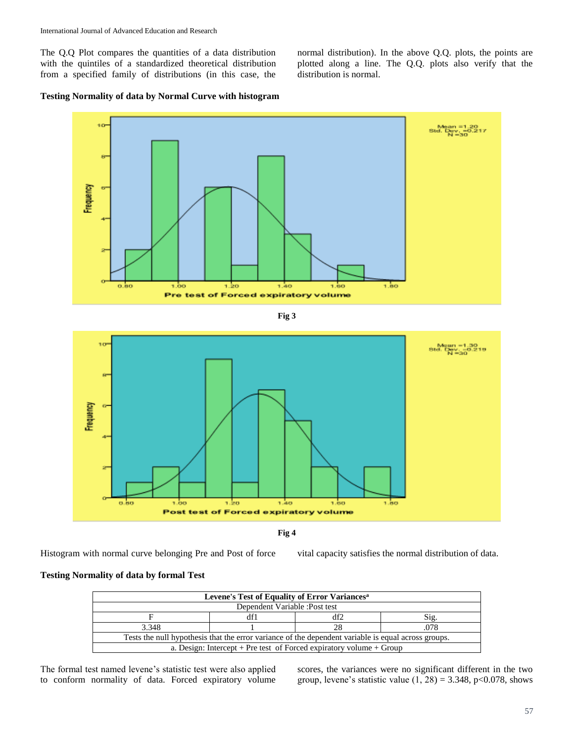The Q.Q Plot compares the quantities of a data distribution with the quintiles of a standardized theoretical distribution from a specified family of distributions (in this case, the normal distribution). In the above Q.Q. plots, the points are plotted along a line. The Q.Q. plots also verify that the distribution is normal.

**Testing Normality of data by Normal Curve with histogram**

Fig 3

Fig 4

Histogram with normal curve belonging Pre and Post of force vital capacity satisfies the normal distribution of data.

**Testing Normality of data by formal Test**

| **Levene's Test of Equality of Error Variances[a]** | | | |
|---|---|---|---|
| Dependent Variable :Post test | | | |
| F | df1 | df2 | Sig. |
| 3.348 | 1 | 28 | .078 |
| Tests the null hypothesis that the error variance of the dependent variable is equal across groups. | | | |
| a. Design: Intercept + Pre test of Forced expiratory volume + Group | | | |

The formal test named levene's statistic test were also applied to conform normality of data. Forced expiratory volume scores, the variances were no significant different in the two group, levene's statistic value $(1, 28) = 3.348$, $p<0.078$, shows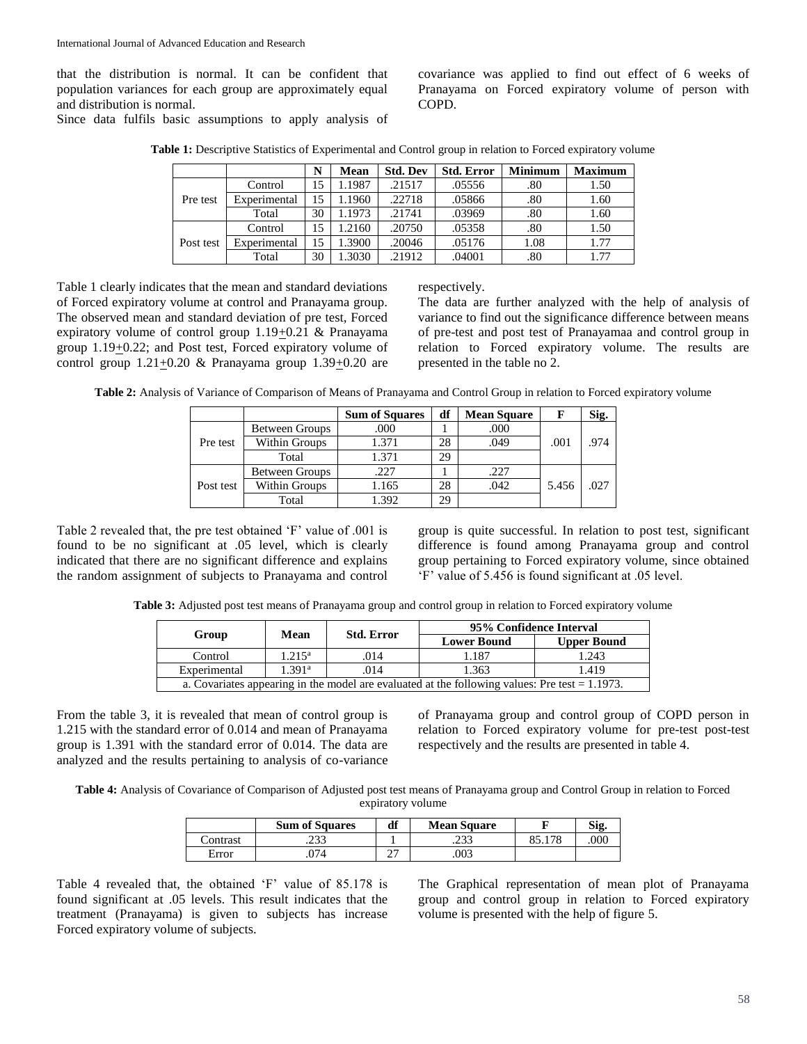that the distribution is normal. It can be confident that population variances for each group are approximately equal and distribution is normal.

Since data fulfils basic assumptions to apply analysis of covariance was applied to find out effect of 6 weeks of Pranayama on Forced expiratory volume of person with COPD.

**Table 1:** Descriptive Statistics of Experimental and Control group in relation to Forced expiratory volume

| | | N | Mean | Std. Dev | Std. Error | Minimum | Maximum |
|---|---|---|---|---|---|---|---|
| Pre test | Control | 15 | 1.1987 | .21517 | .05556 | .80 | 1.50 |
| | Experimental | 15 | 1.1960 | .22718 | .05866 | .80 | 1.60 |
| | Total | 30 | 1.1973 | .21741 | .03969 | .80 | 1.60 |
| Post test | Control | 15 | 1.2160 | .20750 | .05358 | .80 | 1.50 |
| | Experimental | 15 | 1.3900 | .20046 | .05176 | 1.08 | 1.77 |
| | Total | 30 | 1.3030 | .21912 | .04001 | .80 | 1.77 |

Table 1 clearly indicates that the mean and standard deviations of Forced expiratory volume at control and Pranayama group. The observed mean and standard deviation of pre test, Forced expiratory volume of control group $1.19 \pm 0.21$ & Pranayama group $1.19 \pm 0.22$; and Post test, Forced expiratory volume of control group $1.21 \pm 0.20$ & Pranayama group $1.39 \pm 0.20$ are respectively.

The data are further analyzed with the help of analysis of variance to find out the significance difference between means of pre-test and post test of Pranayamaa and control group in relation to Forced expiratory volume. The results are presented in the table no 2.

**Table 2:** Analysis of Variance of Comparison of Means of Pranayama and Control Group in relation to Forced expiratory volume

| | | Sum of Squares | df | Mean Square | F | Sig. |
|---|---|---|---|---|---|---|
| Pre test | Between Groups | .000 | 1 | .000 | .001 | .974 |
| | Within Groups | 1.371 | 28 | .049 | | |
| | Total | 1.371 | 29 | | | |
| Post test | Between Groups | .227 | 1 | .227 | 5.456 | .027 |
| | Within Groups | 1.165 | 28 | .042 | | |
| | Total | 1.392 | 29 | | | |

Table 2 revealed that, the pre test obtained 'F' value of .001 is found to be no significant at .05 level, which is clearly indicated that there are no significant difference and explains the random assignment of subjects to Pranayama and control group is quite successful. In relation to post test, significant difference is found among Pranayama group and control group pertaining to Forced expiratory volume, since obtained 'F' value of 5.456 is found significant at .05 level.

**Table 3:** Adjusted post test means of Pranayama group and control group in relation to Forced expiratory volume

| Group | Mean | Std. Error | 95% Confidence Interval | |
|---|---|---|---|---|
| | | | Lower Bound | Upper Bound |
| Control | 1.215[a] | .014 | 1.187 | 1.243 |
| Experimental | 1.391[a] | .014 | 1.363 | 1.419 |
| a. Covariates appearing in the model are evaluated at the following values: Pre test = 1.1973. | | | | |

From the table 3, it is revealed that mean of control group is 1.215 with the standard error of 0.014 and mean of Pranayama group is 1.391 with the standard error of 0.014. The data are analyzed and the results pertaining to analysis of co-variance of Pranayama group and control group of COPD person in relation to Forced expiratory volume for pre-test post-test respectively and the results are presented in table 4.

**Table 4:** Analysis of Covariance of Comparison of Adjusted post test means of Pranayama group and Control Group in relation to Forced expiratory volume

| | Sum of Squares | df | Mean Square | F | Sig. |
|---|---|---|---|---|---|
| Contrast | .233 | 1 | .233 | 85.178 | .000 |
| Error | .074 | 27 | .003 | | |

Table 4 revealed that, the obtained 'F' value of 85.178 is found significant at .05 levels. This result indicates that the treatment (Pranayama) is given to subjects has increase Forced expiratory volume of subjects.

The Graphical representation of mean plot of Pranayama group and control group in relation to Forced expiratory volume is presented with the help of figure 5.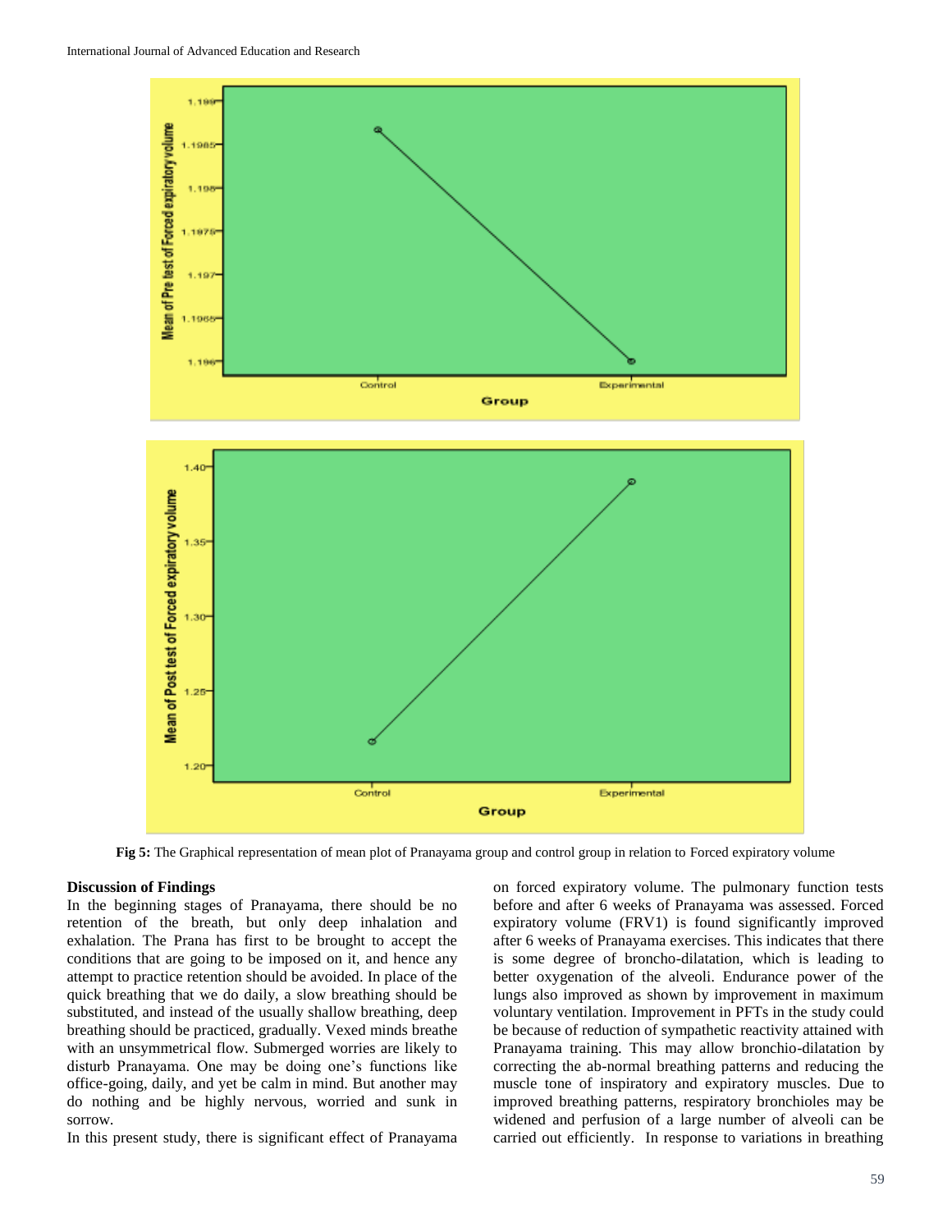**Fig 5:** The Graphical representation of mean plot of Pranayama group and control group in relation to Forced expiratory volume

**Discussion of Findings**

In the beginning stages of Pranayama, there should be no retention of the breath, but only deep inhalation and exhalation. The Prana has first to be brought to accept the conditions that are going to be imposed on it, and hence any attempt to practice retention should be avoided. In place of the quick breathing that we do daily, a slow breathing should be substituted, and instead of the usually shallow breathing, deep breathing should be practiced, gradually. Vexed minds breathe with an unsymmetrical flow. Submerged worries are likely to disturb Pranayama. One may be doing one's functions like office-going, daily, and yet be calm in mind. But another may do nothing and be highly nervous, worried and sunk in sorrow.

In this present study, there is significant effect of Pranayama on forced expiratory volume. The pulmonary function tests before and after 6 weeks of Pranayama was assessed. Forced expiratory volume (FRV1) is found significantly improved after 6 weeks of Pranayama exercises. This indicates that there is some degree of broncho-dilatation, which is leading to better oxygenation of the alveoli. Endurance power of the lungs also improved as shown by improvement in maximum voluntary ventilation. Improvement in PFTs in the study could be because of reduction of sympathetic reactivity attained with Pranayama training. This may allow bronchio-dilatation by correcting the ab-normal breathing patterns and reducing the muscle tone of inspiratory and expiratory muscles. Due to improved breathing patterns, respiratory bronchioles may be widened and perfusion of a large number of alveoli can be carried out efficiently. In response to variations in breathing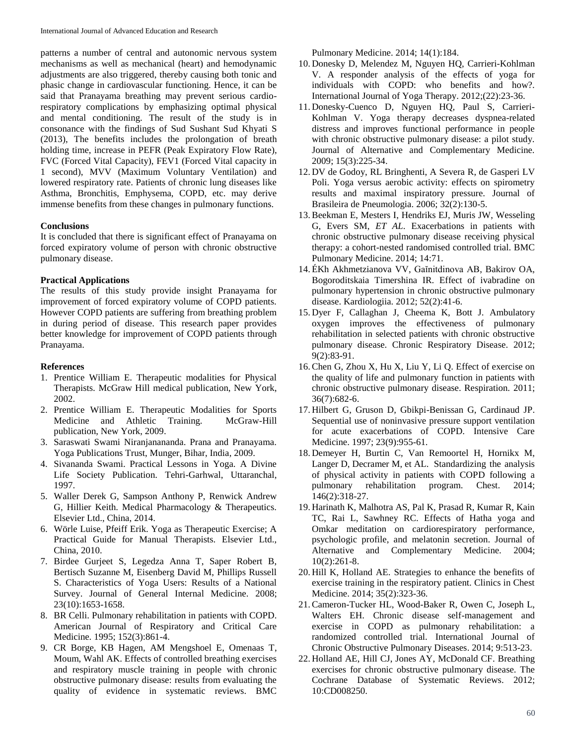patterns a number of central and autonomic nervous system mechanisms as well as mechanical (heart) and hemodynamic adjustments are also triggered, thereby causing both tonic and phasic change in cardiovascular functioning. Hence, it can be said that Pranayama breathing may prevent serious cardio-respiratory complications by emphasizing optimal physical and mental conditioning. The result of the study is in consonance with the findings of Sud Sushant Sud Khyati S (2013), The benefits includes the prolongation of breath holding time, increase in PEFR (Peak Expiratory Flow Rate), FVC (Forced Vital Capacity), FEV1 (Forced Vital capacity in 1 second), MVV (Maximum Voluntary Ventilation) and lowered respiratory rate. Patients of chronic lung diseases like Asthma, Bronchitis, Emphysema, COPD, etc. may derive immense benefits from these changes in pulmonary functions.

**Conclusions**

It is concluded that there is significant effect of Pranayama on forced expiratory volume of person with chronic obstructive pulmonary disease.

**Practical Applications**

The results of this study provide insight Pranayama for improvement of forced expiratory volume of COPD patients. However COPD patients are suffering from breathing problem in during period of disease. This research paper provides better knowledge for improvement of COPD patients through Pranayama.

**References**

1. Prentice William E. Therapeutic modalities for Physical Therapists. McGraw Hill medical publication, New York, 2002.
2. Prentice William E. Therapeutic Modalities for Sports Medicine and Athletic Training. McGraw-Hill publication, New York, 2009.
3. Saraswati Swami Niranjanananda. Prana and Pranayama. Yoga Publications Trust, Munger, Bihar, India, 2009.
4. Sivananda Swami. Practical Lessons in Yoga. A Divine Life Society Publication. Tehri-Garhwal, Uttaranchal, 1997.
5. Waller Derek G, Sampson Anthony P, Renwick Andrew G, Hillier Keith. Medical Pharmacology & Therapeutics. Elsevier Ltd., China, 2014.
6. Wörle Luise, Pfeiff Erik. Yoga as Therapeutic Exercise; A Practical Guide for Manual Therapists. Elsevier Ltd., China, 2010.
7. Birdee Gurjeet S, Legedza Anna T, Saper Robert B, Bertisch Suzanne M, Eisenberg David M, Phillips Russell S. Characteristics of Yoga Users: Results of a National Survey. Journal of General Internal Medicine. 2008; 23(10):1653-1658.
8. BR Celli. Pulmonary rehabilitation in patients with COPD. American Journal of Respiratory and Critical Care Medicine. 1995; 152(3):861-4.
9. CR Borge, KB Hagen, AM Mengshoel E, Omenaas T, Moum, Wahl AK. Effects of controlled breathing exercises and respiratory muscle training in people with chronic obstructive pulmonary disease: results from evaluating the quality of evidence in systematic reviews. BMC Pulmonary Medicine. 2014; 14(1):184.
10. Donesky D, Melendez M, Nguyen HQ, Carrieri-Kohlman V. A responder analysis of the effects of yoga for individuals with COPD: who benefits and how?. International Journal of Yoga Therapy. 2012;(22):23-36.
11. Donesky-Cuenco D, Nguyen HQ, Paul S, Carrieri-Kohlman V. Yoga therapy decreases dyspnea-related distress and improves functional performance in people with chronic obstructive pulmonary disease: a pilot study. Journal of Alternative and Complementary Medicine. 2009; 15(3):225-34.
12. DV de Godoy, RL Bringhenti, A Severa R, de Gasperi LV Poli. Yoga versus aerobic activity: effects on spirometry results and maximal inspiratory pressure. Journal of Brasileira de Pneumologia. 2006; 32(2):130-5.
13. Beekman E, Mesters I, Hendriks EJ, Muris JW, Wesseling G, Evers SM, *ET AL*. Exacerbations in patients with chronic obstructive pulmonary disease receiving physical therapy: a cohort-nested randomised controlled trial. BMC Pulmonary Medicine. 2014; 14:71.
14. ÉKh Akhmetzianova VV, Gaĭnitdinova AB, Bakirov OA, Bogoroditskaia Timershina IR. Effect of ivabradine on pulmonary hypertension in chronic obstructive pulmonary disease. Kardiologiia. 2012; 52(2):41-6.
15. Dyer F, Callaghan J, Cheema K, Bott J. Ambulatory oxygen improves the effectiveness of pulmonary rehabilitation in selected patients with chronic obstructive pulmonary disease. Chronic Respiratory Disease. 2012; 9(2):83-91.
16. Chen G, Zhou X, Hu X, Liu Y, Li Q. Effect of exercise on the quality of life and pulmonary function in patients with chronic obstructive pulmonary disease. Respiration. 2011; 36(7):682-6.
17. Hilbert G, Gruson D, Gbikpi-Benissan G, Cardinaud JP. Sequential use of noninvasive pressure support ventilation for acute exacerbations of COPD. Intensive Care Medicine. 1997; 23(9):955-61.
18. Demeyer H, Burtin C, Van Remoortel H, Hornikx M, Langer D, Decramer M, et AL. Standardizing the analysis of physical activity in patients with COPD following a pulmonary rehabilitation program. Chest. 2014; 146(2):318-27.
19. Harinath K, Malhotra AS, Pal K, Prasad R, Kumar R, Kain TC, Rai L, Sawhney RC. Effects of Hatha yoga and Omkar meditation on cardiorespiratory performance, psychologic profile, and melatonin secretion. Journal of Alternative and Complementary Medicine. 2004; 10(2):261-8.
20. Hill K, Holland AE. Strategies to enhance the benefits of exercise training in the respiratory patient. Clinics in Chest Medicine. 2014; 35(2):323-36.
21. Cameron-Tucker HL, Wood-Baker R, Owen C, Joseph L, Walters EH. Chronic disease self-management and exercise in COPD as pulmonary rehabilitation: a randomized controlled trial. International Journal of Chronic Obstructive Pulmonary Diseases. 2014; 9:513-23.
22. Holland AE, Hill CJ, Jones AY, McDonald CF. Breathing exercises for chronic obstructive pulmonary disease. The Cochrane Database of Systematic Reviews. 2012; 10:CD008250.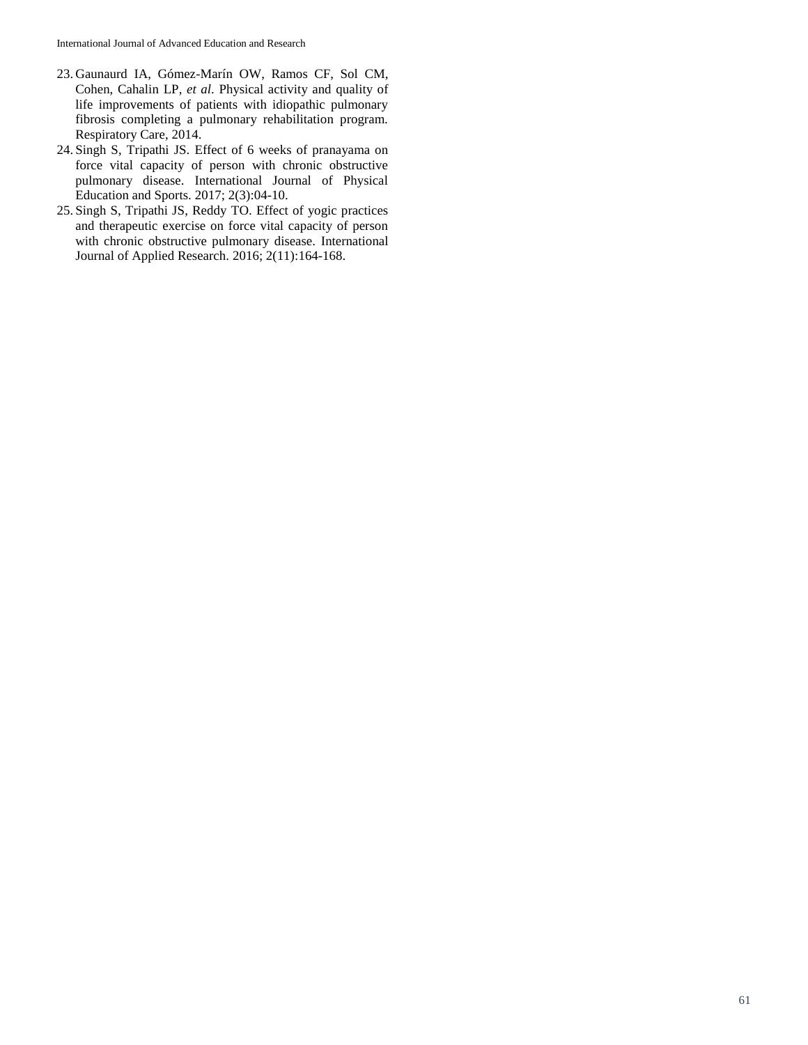23. Gaunaurd IA, Gómez-Marín OW, Ramos CF, Sol CM, Cohen, Cahalin LP, *et al*. Physical activity and quality of life improvements of patients with idiopathic pulmonary fibrosis completing a pulmonary rehabilitation program. Respiratory Care, 2014.
24. Singh S, Tripathi JS. Effect of 6 weeks of pranayama on force vital capacity of person with chronic obstructive pulmonary disease. International Journal of Physical Education and Sports. 2017; 2(3):04-10.
25. Singh S, Tripathi JS, Reddy TO. Effect of yogic practices and therapeutic exercise on force vital capacity of person with chronic obstructive pulmonary disease. International Journal of Applied Research. 2016; 2(11):164-168.